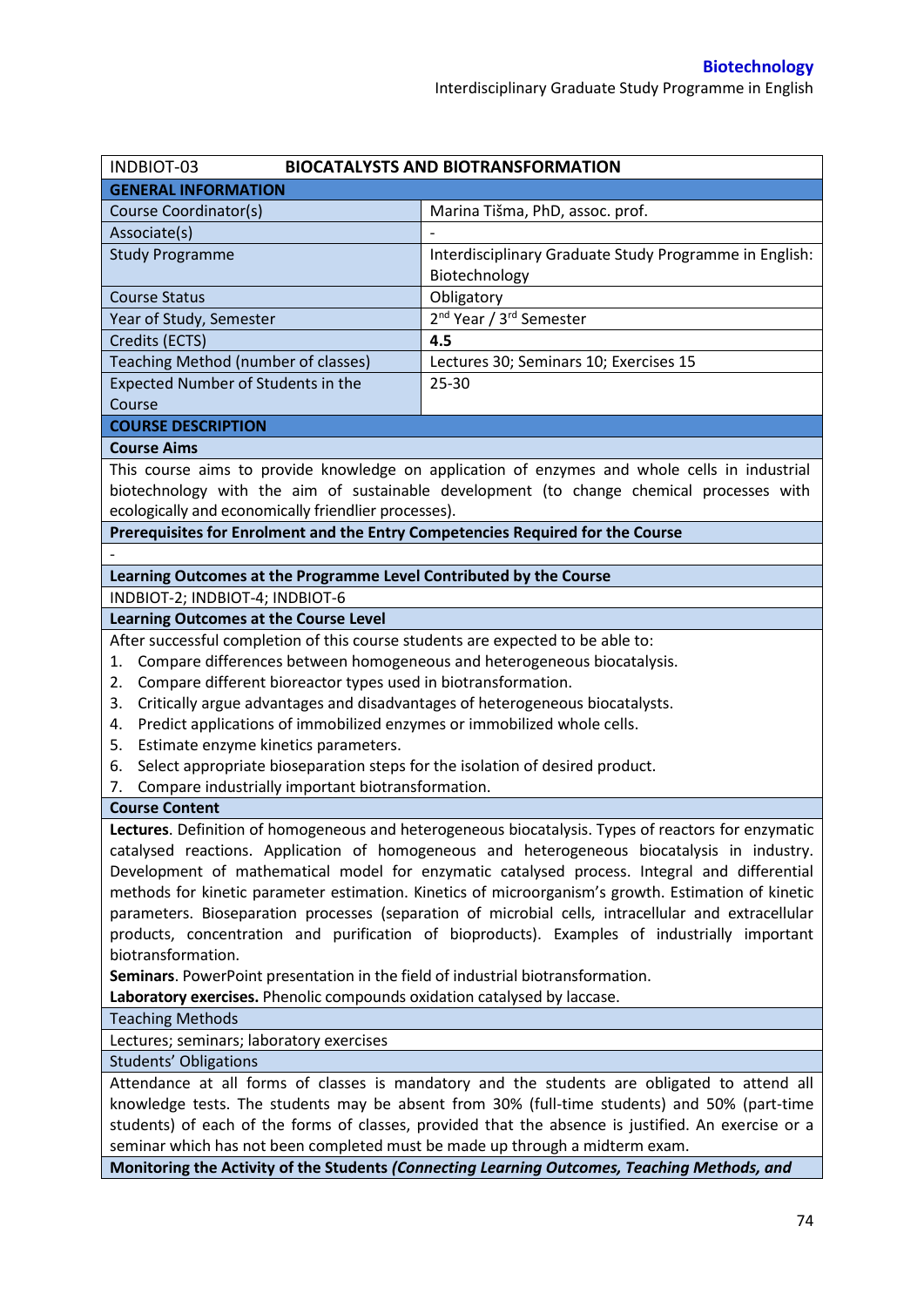| INDBIOT-03 | BIOCATALYSTS AND BIOTRANSFORMATION |
|---|---|
| **GENERAL INFORMATION** | |
| Course Coordinator(s) | Marina Tišma, PhD, assoc. prof. |
| Associate(s) | - |
| Study Programme | Interdisciplinary Graduate Study Programme in English: Biotechnology |
| Course Status | Obligatory |
| Year of Study, Semester | 2nd Year / 3rd Semester |
| Credits (ECTS) | **4.5** |
| Teaching Method (number of classes) | Lectures 30; Seminars 10; Exercises 15 |
| Expected Number of Students in the Course | 25-30 |

## COURSE DESCRIPTION

### Course Aims

This course aims to provide knowledge on application of enzymes and whole cells in industrial biotechnology with the aim of sustainable development (to change chemical processes with ecologically and economically friendlier processes).

### Prerequisites for Enrolment and the Entry Competencies Required for the Course

-

### Learning Outcomes at the Programme Level Contributed by the Course

INDBIOT-2; INDBIOT-4; INDBIOT-6

### Learning Outcomes at the Course Level

After successful completion of this course students are expected to be able to:

1. Compare differences between homogeneous and heterogeneous biocatalysis.
2. Compare different bioreactor types used in biotransformation.
3. Critically argue advantages and disadvantages of heterogeneous biocatalysts.
4. Predict applications of immobilized enzymes or immobilized whole cells.
5. Estimate enzyme kinetics parameters.
6. Select appropriate bioseparation steps for the isolation of desired product.
7. Compare industrially important biotransformation.

### Course Content

**Lectures**. Definition of homogeneous and heterogeneous biocatalysis. Types of reactors for enzymatic catalysed reactions. Application of homogeneous and heterogeneous biocatalysis in industry. Development of mathematical model for enzymatic catalysed process. Integral and differential methods for kinetic parameter estimation. Kinetics of microorganism's growth. Estimation of kinetic parameters. Bioseparation processes (separation of microbial cells, intracellular and extracellular products, concentration and purification of bioproducts). Examples of industrially important biotransformation.

**Seminars**. PowerPoint presentation in the field of industrial biotransformation.

**Laboratory exercises.** Phenolic compounds oxidation catalysed by laccase.

### Teaching Methods

Lectures; seminars; laboratory exercises

### Students' Obligations

Attendance at all forms of classes is mandatory and the students are obligated to attend all knowledge tests. The students may be absent from 30% (full-time students) and 50% (part-time students) of each of the forms of classes, provided that the absence is justified. An exercise or a seminar which has not been completed must be made up through a midterm exam.

### Monitoring the Activity of the Students *(Connecting Learning Outcomes, Teaching Methods, and*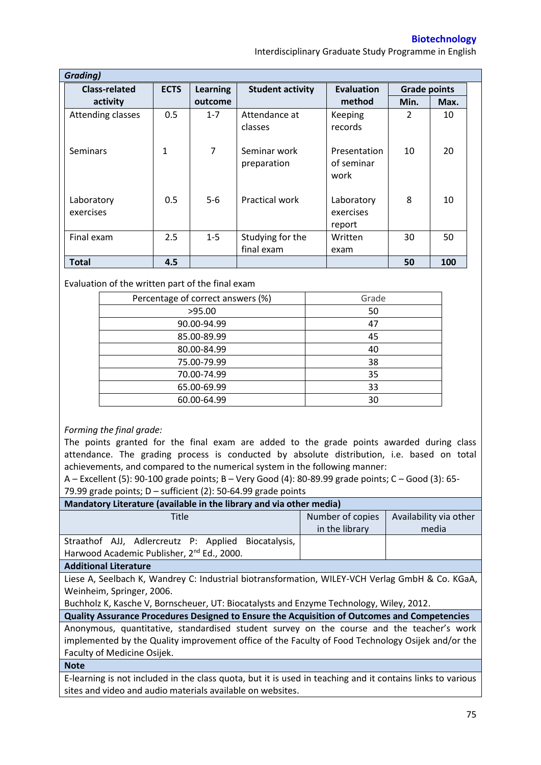**Grading)**

| Class-related activity | ECTS | Learning outcome | Student activity | Evaluation method | Grade points | |
|---|---|---|---|---|---|---|
| | | | | | Min. | Max. |
| Attending classes | 0.5 | 1-7 | Attendance at classes | Keeping records | 2 | 10 |
| Seminars | 1 | 7 | Seminar work preparation | Presentation of seminar work | 10 | 20 |
| Laboratory exercises | 0.5 | 5-6 | Practical work | Laboratory exercises report | 8 | 10 |
| Final exam | 2.5 | 1-5 | Studying for the final exam | Written exam | 30 | 50 |
| **Total** | **4.5** | | | | **50** | **100** |

Evaluation of the written part of the final exam

| Percentage of correct answers (%) | Grade |
|---|---|
| >95.00 | 50 |
| 90.00-94.99 | 47 |
| 85.00-89.99 | 45 |
| 80.00-84.99 | 40 |
| 75.00-79.99 | 38 |
| 70.00-74.99 | 35 |
| 65.00-69.99 | 33 |
| 60.00-64.99 | 30 |

*Forming the final grade:*

The points granted for the final exam are added to the grade points awarded during class attendance. The grading process is conducted by absolute distribution, i.e. based on total achievements, and compared to the numerical system in the following manner:

A – Excellent (5): 90-100 grade points; B – Very Good (4): 80-89.99 grade points; C – Good (3): 65-79.99 grade points; D – sufficient (2): 50-64.99 grade points

**Mandatory Literature (available in the library and via other media)**

| Title | Number of copies in the library | Availability via other media |
|---|---|---|
| Straathof AJJ, Adlercreutz P: Applied Biocatalysis, Harwood Academic Publisher, 2nd Ed., 2000. | | |

**Additional Literature**

Liese A, Seelbach K, Wandrey C: Industrial biotransformation, WILEY-VCH Verlag GmbH & Co. KGaA, Weinheim, Springer, 2006.

Buchholz K, Kasche V, Bornscheuer, UT: Biocatalysts and Enzyme Technology, Wiley, 2012.

**Quality Assurance Procedures Designed to Ensure the Acquisition of Outcomes and Competencies**

Anonymous, quantitative, standardised student survey on the course and the teacher's work implemented by the Quality improvement office of the Faculty of Food Technology Osijek and/or the Faculty of Medicine Osijek.

**Note**

E-learning is not included in the class quota, but it is used in teaching and it contains links to various sites and video and audio materials available on websites.